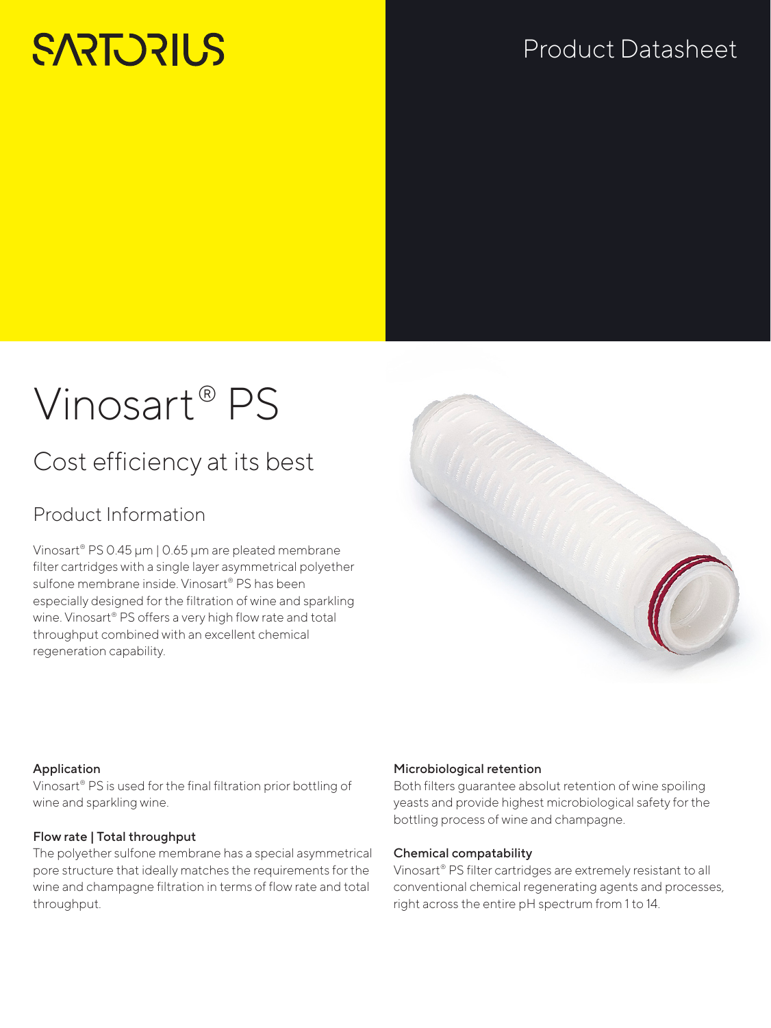SARTORIUS

Product Datasheet

# Vinosart® PS

## Cost efficiency at its best

### Product Information

Vinosart® PS 0.45 µm | 0.65 µm are pleated membrane filter cartridges with a single layer asymmetrical polyether sulfone membrane inside. Vinosart® PS has been especially designed for the filtration of wine and sparkling wine. Vinosart® PS offers a very high flow rate and total throughput combined with an excellent chemical regeneration capability.

**Application**
Vinosart® PS is used for the final filtration prior bottling of wine and sparkling wine.

**Flow rate | Total throughput**
The polyether sulfone membrane has a special asymmetrical pore structure that ideally matches the requirements for the wine and champagne filtration in terms of flow rate and total throughput.

**Microbiological retention**
Both filters guarantee absolut retention of wine spoiling yeasts and provide highest microbiological safety for the bottling process of wine and champagne.

**Chemical compatability**
Vinosart® PS filter cartridges are extremely resistant to all conventional chemical regenerating agents and processes, right across the entire pH spectrum from 1 to 14.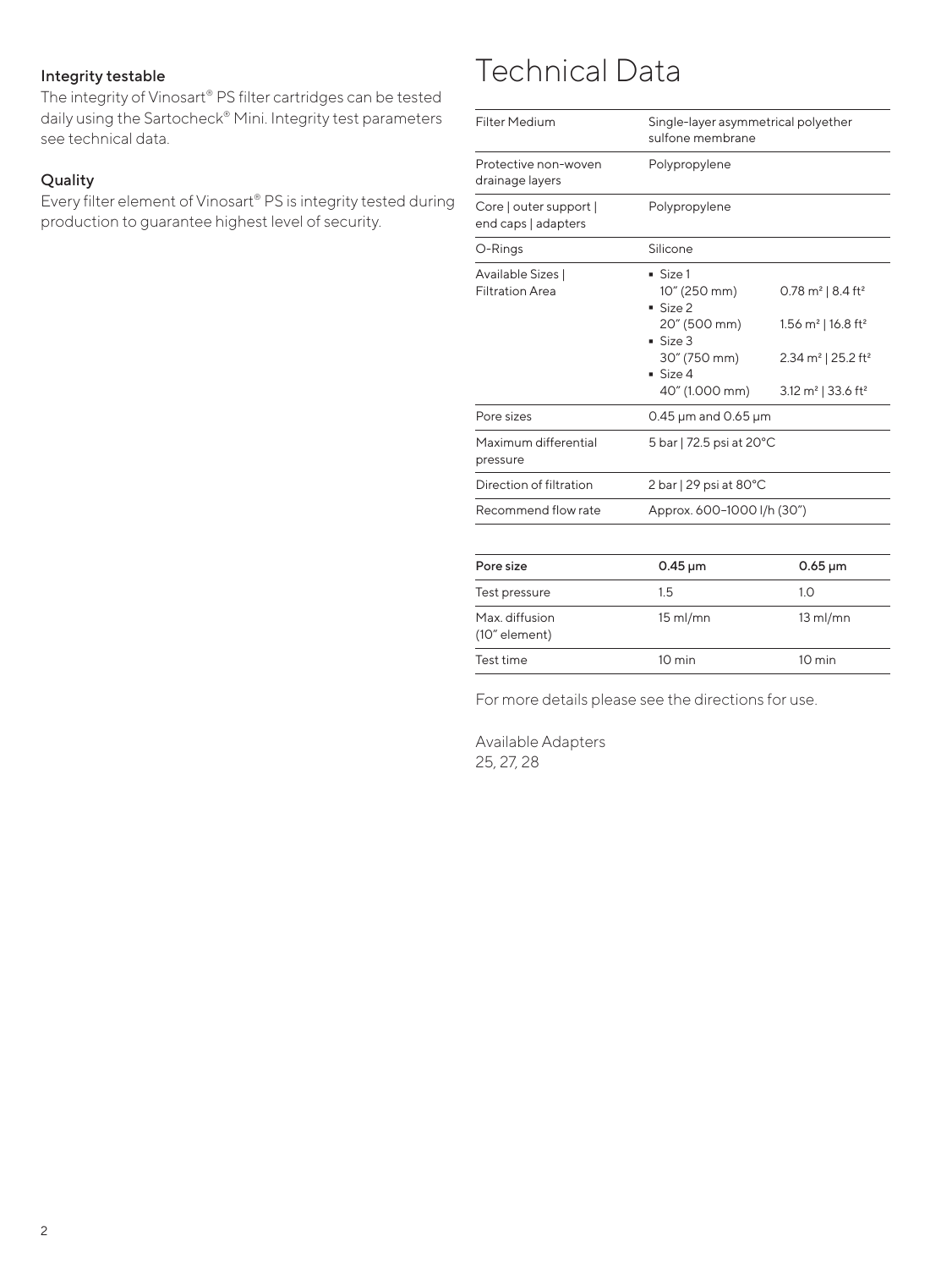### Integrity testable

The integrity of Vinosart® PS filter cartridges can be tested daily using the Sartocheck® Mini. Integrity test parameters see technical data.

### Quality

Every filter element of Vinosart® PS is integrity tested during production to guarantee highest level of security.

# Technical Data

| | | |
|---|---|---|
| Filter Medium | Single-layer asymmetrical polyether sulfone membrane | |
| Protective non-woven drainage layers | Polypropylene | |
| Core \| outer support \| end caps \| adapters | Polypropylene | |
| O-Rings | Silicone | |
| Available Sizes \| Filtration Area | ▪ Size 1<br>10″ (250 mm)<br>▪ Size 2<br>20″ (500 mm)<br>▪ Size 3<br>30″ (750 mm)<br>▪ Size 4<br>40″ (1.000 mm) | <br>0.78 m² \| 8.4 ft²<br><br>1.56 m² \| 16.8 ft²<br><br>2.34 m² \| 25.2 ft²<br><br>3.12 m² \| 33.6 ft² |
| Pore sizes | 0.45 µm and 0.65 µm | |
| Maximum differential pressure | 5 bar \| 72.5 psi at 20°C | |
| Direction of filtration | 2 bar \| 29 psi at 80°C | |
| Recommend flow rate | Approx. 600–1000 l/h (30″) | |

| Pore size | 0.45 µm | 0.65 µm |
|---|---|---|
| Test pressure | 1.5 | 1.0 |
| Max. diffusion (10″ element) | 15 ml/mn | 13 ml/mn |
| Test time | 10 min | 10 min |

For more details please see the directions for use.

Available Adapters
25, 27, 28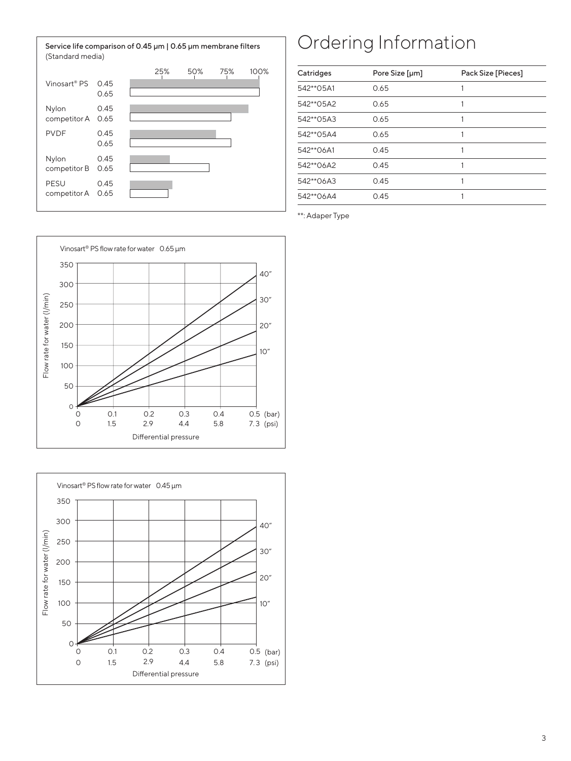**Service life comparison of 0.45 µm | 0.65 µm membrane filters**
(Standard media)

| | | 25% | 50% | 75% | 100% |
|---|---|---|---|---|---|
| Vinosart® PS | 0.45 | | | | |
| | 0.65 | | | | |
| Nylon competitor A | 0.45 | | | | |
| | 0.65 | | | | |
| PVDF | 0.45 | | | | |
| | 0.65 | | | | |
| Nylon competitor B | 0.45 | | | | |
| | 0.65 | | | | |
| PESU competitor A | 0.45 | | | | |
| | 0.65 | | | | |

**Vinosart® PS flow rate for water 0.65 µm**

Flow rate for water (l/min): 0, 50, 100, 150, 200, 250, 300, 350

Differential pressure: 0, 0.1, 0.2, 0.3, 0.4, 0.5 (bar) | 0, 1.5, 2.9, 4.4, 5.8, 7.3 (psi)

40″, 30″, 20″, 10″

**Vinosart® PS flow rate for water 0.45 µm**

Flow rate for water (l/min): 0, 50, 100, 150, 200, 250, 300, 350

Differential pressure: 0, 0.1, 0.2, 0.3, 0.4, 0.5 (bar) | 0, 1.5, 2.9, 4.4, 5.8, 7.3 (psi)

40″, 30″, 20″, 10″

# Ordering Information

| Catridges | Pore Size [µm] | Pack Size [Pieces] |
|---|---|---|
| 542**05A1 | 0.65 | 1 |
| 542**05A2 | 0.65 | 1 |
| 542**05A3 | 0.65 | 1 |
| 542**05A4 | 0.65 | 1 |
| 542**06A1 | 0.45 | 1 |
| 542**06A2 | 0.45 | 1 |
| 542**06A3 | 0.45 | 1 |
| 542**06A4 | 0.45 | 1 |

**: Adaper Type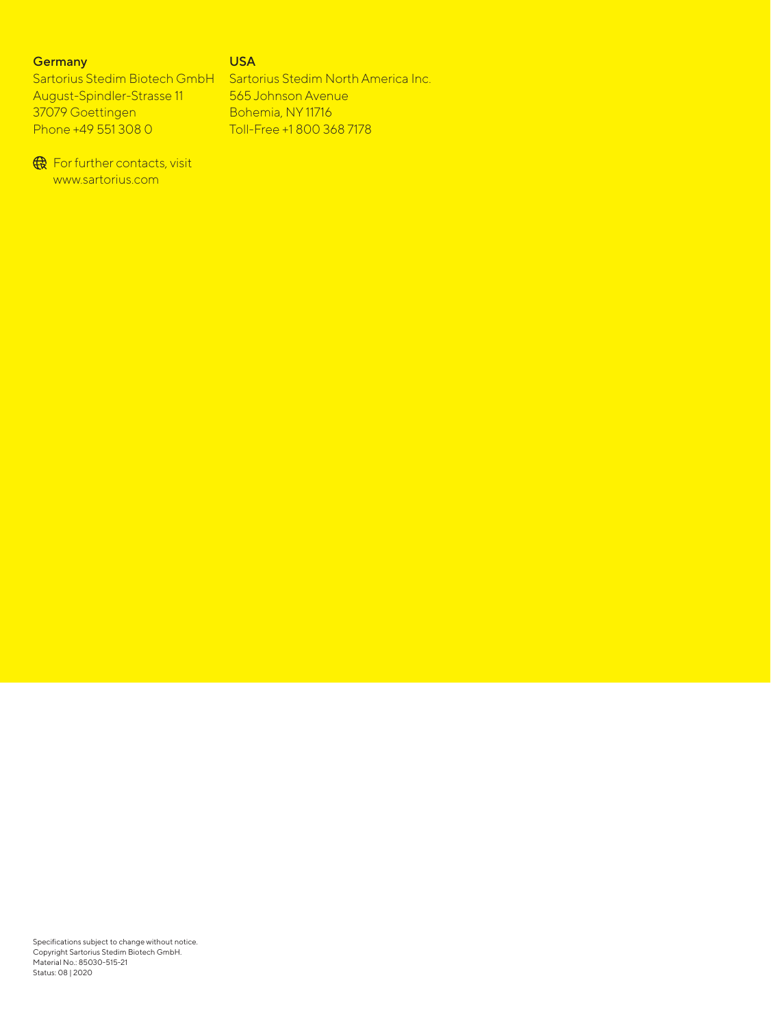**Germany**

Sartorius Stedim Biotech GmbH
August-Spindler-Strasse 11
37079 Goettingen
Phone +49 551 308 0

**USA**

Sartorius Stedim North America Inc.
565 Johnson Avenue
Bohemia, NY 11716
Toll-Free +1 800 368 7178

For further contacts, visit
www.sartorius.com

Specifications subject to change without notice.
Copyright Sartorius Stedim Biotech GmbH.
Material No.: 85030-515-21
Status: 08 | 2020